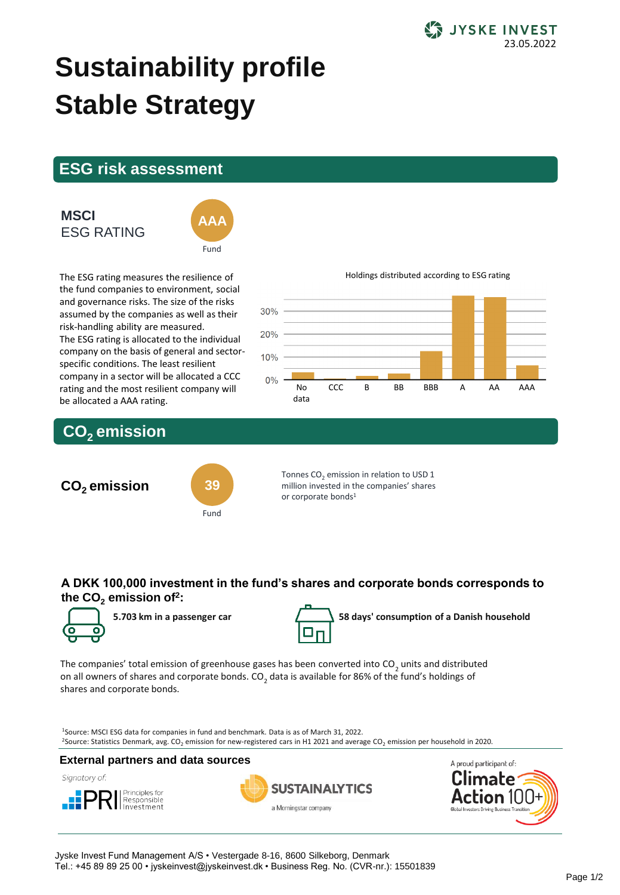JYSKE INVEST
23.05.2022

# Sustainability profile
# Stable Strategy

## ESG risk assessment

**MSCI**
ESG RATING

AAA
Fund

The ESG rating measures the resilience of the fund companies to environment, social and governance risks. The size of the risks assumed by the companies as well as their risk-handling ability are measured.
The ESG rating is allocated to the individual company on the basis of general and sector-specific conditions. The least resilient company in a sector will be allocated a CCC rating and the most resilient company will be allocated a AAA rating.

Holdings distributed according to ESG rating

30%
20%
10%
0%
No data
CCC
B
BB
BBB
A
AA
AAA

## $CO_2$ emission

**$CO_2$ emission**

39
Fund

Tonnes $CO_2$ emission in relation to USD 1 million invested in the companies' shares or corporate bonds[1]

**A DKK 100,000 investment in the fund's shares and corporate bonds corresponds to the $CO_2$ emission of[2]:**

**5.703 km in a passenger car**

**58 days' consumption of a Danish household**

The companies' total emission of greenhouse gases has been converted into $CO_2$ units and distributed on all owners of shares and corporate bonds. $CO_2$ data is available for 86% of the fund's holdings of shares and corporate bonds.

[1]Source: MSCI ESG data for companies in fund and benchmark. Data is as of March 31, 2022.
[2]Source: Statistics Denmark, avg. $CO_2$ emission for new-registered cars in H1 2021 and average $CO_2$ emission per household in 2020.

### External partners and data sources

Signatory of:
PRI Principles for Responsible Investment

SUSTAINALYTICS
a Morningstar company

A proud participant of:
Climate Action 100+
Global Investors Driving Business Transition

Jyske Invest Fund Management A/S • Vestergade 8-16, 8600 Silkeborg, Denmark
Tel.: +45 89 89 25 00 • jyskeinvest@jyskeinvest.dk • Business Reg. No. (CVR-nr.): 15501839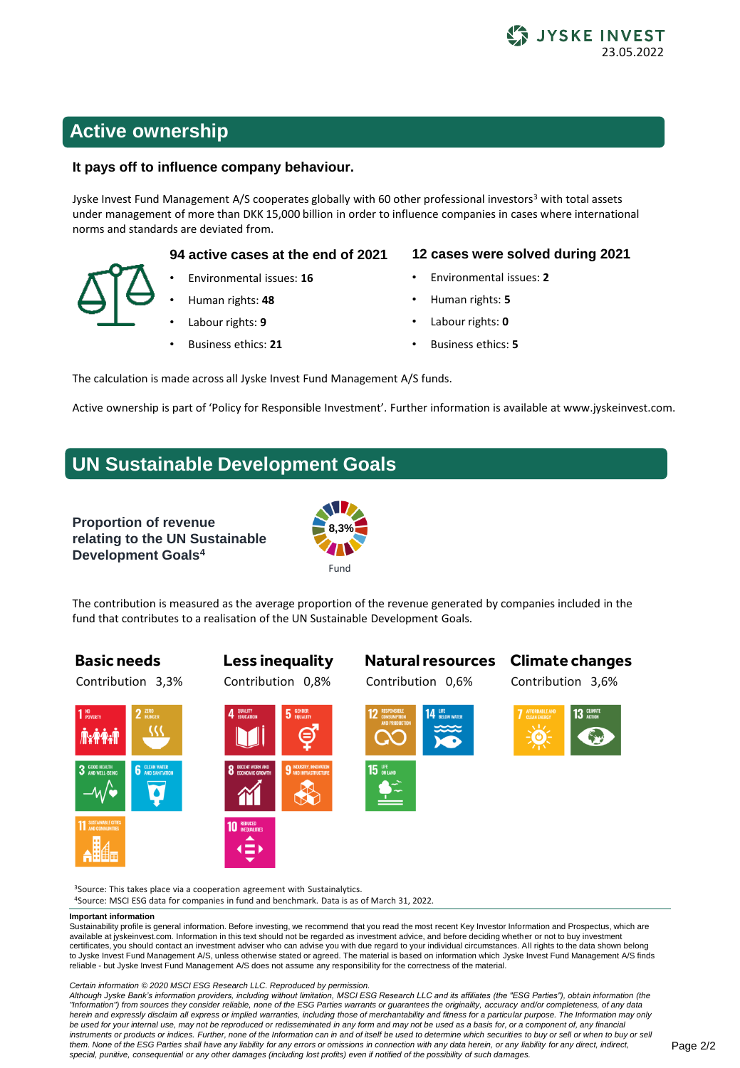## Active ownership

**It pays off to influence company behaviour.**

Jyske Invest Fund Management A/S cooperates globally with 60 other professional investors[3] with total assets under management of more than DKK 15,000 billion in order to influence companies in cases where international norms and standards are deviated from.

### 94 active cases at the end of 2021

- Environmental issues: **16**
- Human rights: **48**
- Labour rights: **9**
- Business ethics: **21**

### 12 cases were solved during 2021

- Environmental issues: **2**
- Human rights: **5**
- Labour rights: **0**
- Business ethics: **5**

The calculation is made across all Jyske Invest Fund Management A/S funds.

Active ownership is part of 'Policy for Responsible Investment'. Further information is available at www.jyskeinvest.com.

## UN Sustainable Development Goals

**Proportion of revenue relating to the UN Sustainable Development Goals[4]**

8,3%

Fund

The contribution is measured as the average proportion of the revenue generated by companies included in the fund that contributes to a realisation of the UN Sustainable Development Goals.

**Basic needs**

Contribution 3,3%

**Less inequality**

Contribution 0,8%

**Natural resources**

Contribution 0,6%

**Climate changes**

Contribution 3,6%

[3]Source: This takes place via a cooperation agreement with Sustainalytics.
[4]Source: MSCI ESG data for companies in fund and benchmark. Data is as of March 31, 2022.

**Important information**

Sustainability profile is general information. Before investing, we recommend that you read the most recent Key Investor Information and Prospectus, which are available at jyskeinvest.com. Information in this text should not be regarded as investment advice, and before deciding whether or not to buy investment certificates, you should contact an investment adviser who can advise you with due regard to your individual circumstances. All rights to the data shown belong to Jyske Invest Fund Management A/S, unless otherwise stated or agreed. The material is based on information which Jyske Invest Fund Management A/S finds reliable - but Jyske Invest Fund Management A/S does not assume any responsibility for the correctness of the material.

*Certain information © 2020 MSCI ESG Research LLC. Reproduced by permission.*
*Although Jyske Bank's information providers, including without limitation, MSCI ESG Research LLC and its affiliates (the "ESG Parties"), obtain information (the "Information") from sources they consider reliable, none of the ESG Parties warrants or guarantees the originality, accuracy and/or completeness, of any data herein and expressly disclaim all express or implied warranties, including those of merchantability and fitness for a particular purpose. The Information may only be used for your internal use, may not be reproduced or redisseminated in any form and may not be used as a basis for, or a component of, any financial instruments or products or indices. Further, none of the Information can in and of itself be used to determine which securities to buy or sell or when to buy or sell them. None of the ESG Parties shall have any liability for any errors or omissions in connection with any data herein, or any liability for any direct, indirect, special, punitive, consequential or any other damages (including lost profits) even if notified of the possibility of such damages.*